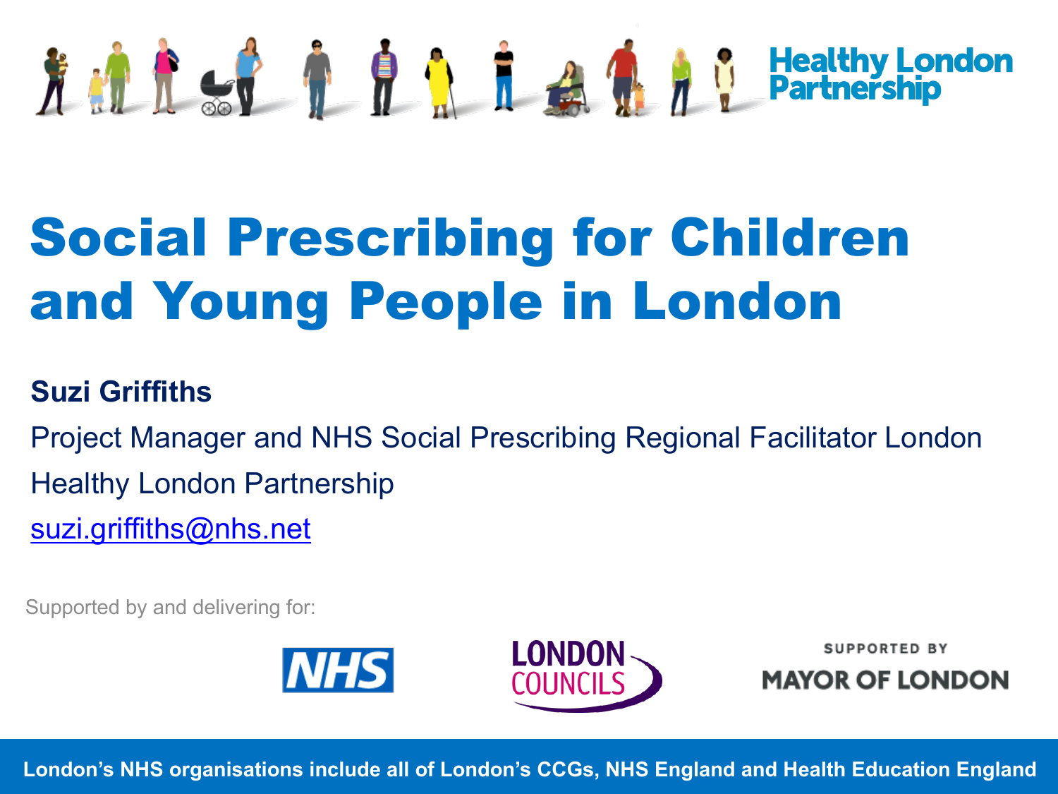Healthy London Partnership

# Social Prescribing for Children and Young People in London

**Suzi Griffiths**

Project Manager and NHS Social Prescribing Regional Facilitator London

Healthy London Partnership

suzi.griffiths@nhs.net

Supported by and delivering for:

NHS

LONDON COUNCILS

SUPPORTED BY MAYOR OF LONDON

**London's NHS organisations include all of London's CCGs, NHS England and Health Education England**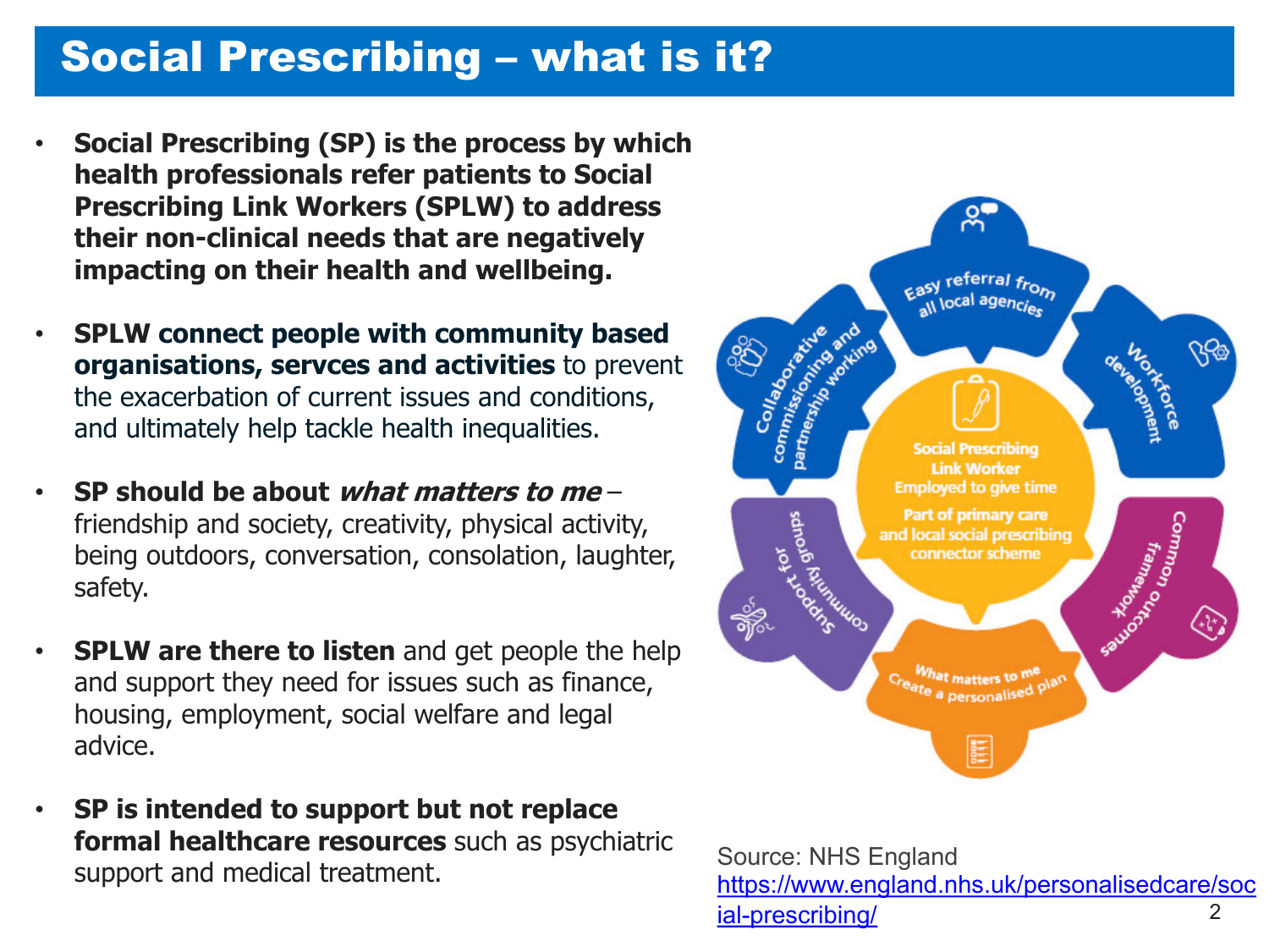# Social Prescribing – what is it?

- **Social Prescribing (SP) is the process by which health professionals refer patients to Social Prescribing Link Workers (SPLW) to address their non-clinical needs that are negatively impacting on their health and wellbeing.**
- **SPLW connect people with community based organisations, servces and activities** to prevent the exacerbation of current issues and conditions, and ultimately help tackle health inequalities.
- **SP should be about *what matters to me*** – friendship and society, creativity, physical activity, being outdoors, conversation, consolation, laughter, safety.
- **SPLW are there to listen** and get people the help and support they need for issues such as finance, housing, employment, social welfare and legal advice.
- **SP is intended to support but not replace formal healthcare resources** such as psychiatric support and medical treatment.

Social Prescribing Link Worker
Employed to give time
Part of primary care and local social prescribing connector scheme

- Easy referral from all local agencies
- Workforce development
- Common outcomes framework
- What matters to me
  Create a personalised plan
- Support for community groups
- Collaborative commissioning and partnership working

Source: NHS England
https://www.england.nhs.uk/personalisedcare/social-prescribing/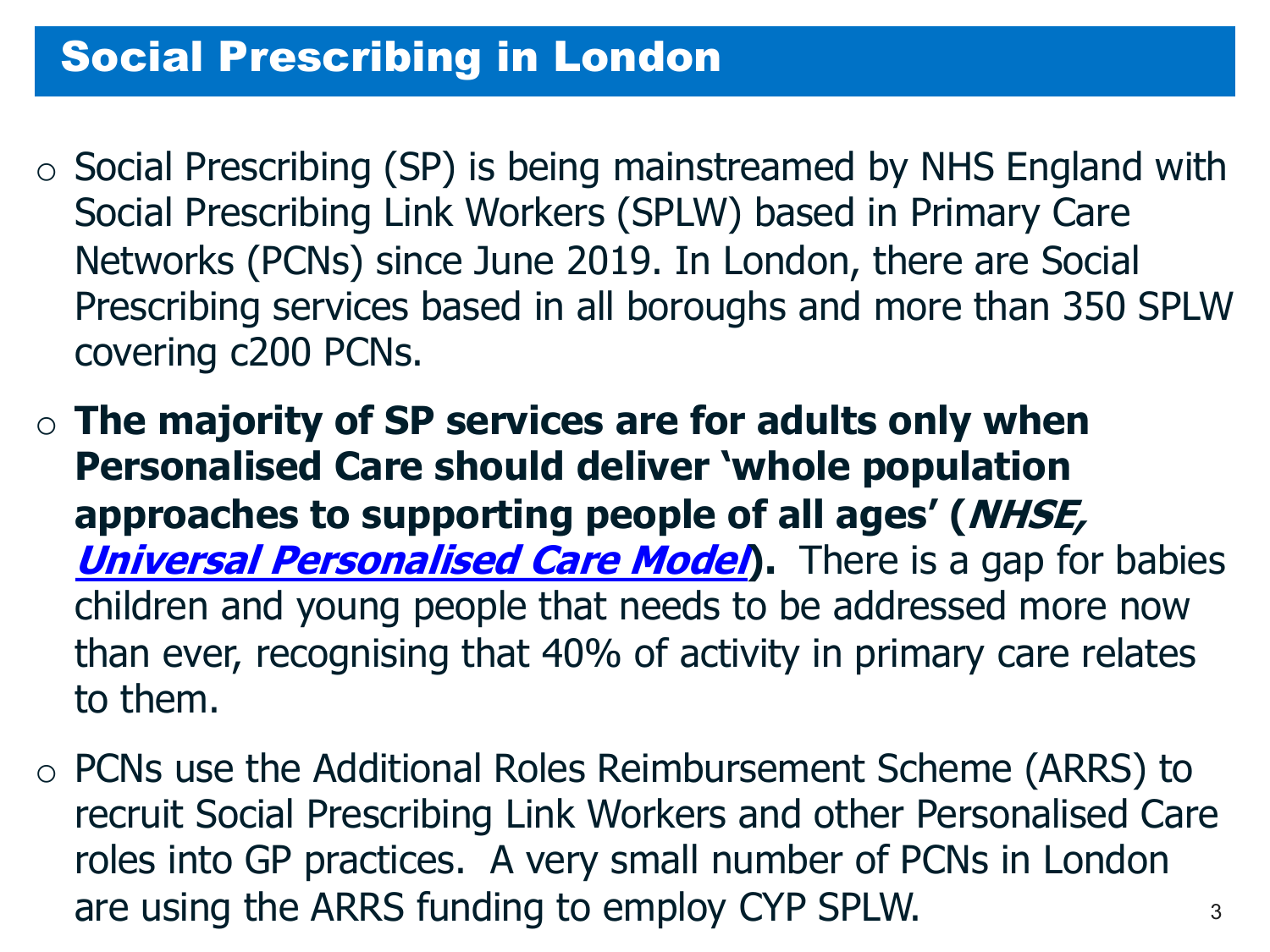# Social Prescribing in London

- Social Prescribing (SP) is being mainstreamed by NHS England with Social Prescribing Link Workers (SPLW) based in Primary Care Networks (PCNs) since June 2019. In London, there are Social Prescribing services based in all boroughs and more than 350 SPLW covering c200 PCNs.
- **The majority of SP services are for adults only when Personalised Care should deliver 'whole population approaches to supporting people of all ages' (*NHSE, Universal Personalised Care Model*).** There is a gap for babies children and young people that needs to be addressed more now than ever, recognising that 40% of activity in primary care relates to them.
- PCNs use the Additional Roles Reimbursement Scheme (ARRS) to recruit Social Prescribing Link Workers and other Personalised Care roles into GP practices. A very small number of PCNs in London are using the ARRS funding to employ CYP SPLW.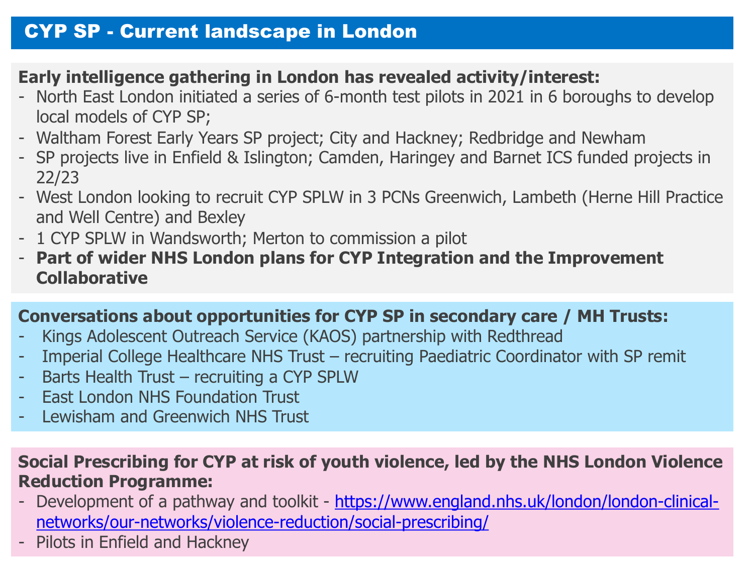# CYP SP - Current landscape in London

**Early intelligence gathering in London has revealed activity/interest:**

- North East London initiated a series of 6-month test pilots in 2021 in 6 boroughs to develop local models of CYP SP;
- Waltham Forest Early Years SP project; City and Hackney; Redbridge and Newham
- SP projects live in Enfield & Islington; Camden, Haringey and Barnet ICS funded projects in 22/23
- West London looking to recruit CYP SPLW in 3 PCNs Greenwich, Lambeth (Herne Hill Practice and Well Centre) and Bexley
- 1 CYP SPLW in Wandsworth; Merton to commission a pilot
- **Part of wider NHS London plans for CYP Integration and the Improvement Collaborative**

**Conversations about opportunities for CYP SP in secondary care / MH Trusts:**

- Kings Adolescent Outreach Service (KAOS) partnership with Redthread
- Imperial College Healthcare NHS Trust – recruiting Paediatric Coordinator with SP remit
- Barts Health Trust – recruiting a CYP SPLW
- East London NHS Foundation Trust
- Lewisham and Greenwich NHS Trust

**Social Prescribing for CYP at risk of youth violence, led by the NHS London Violence Reduction Programme:**

- Development of a pathway and toolkit - https://www.england.nhs.uk/london/london-clinical-networks/our-networks/violence-reduction/social-prescribing/
- Pilots in Enfield and Hackney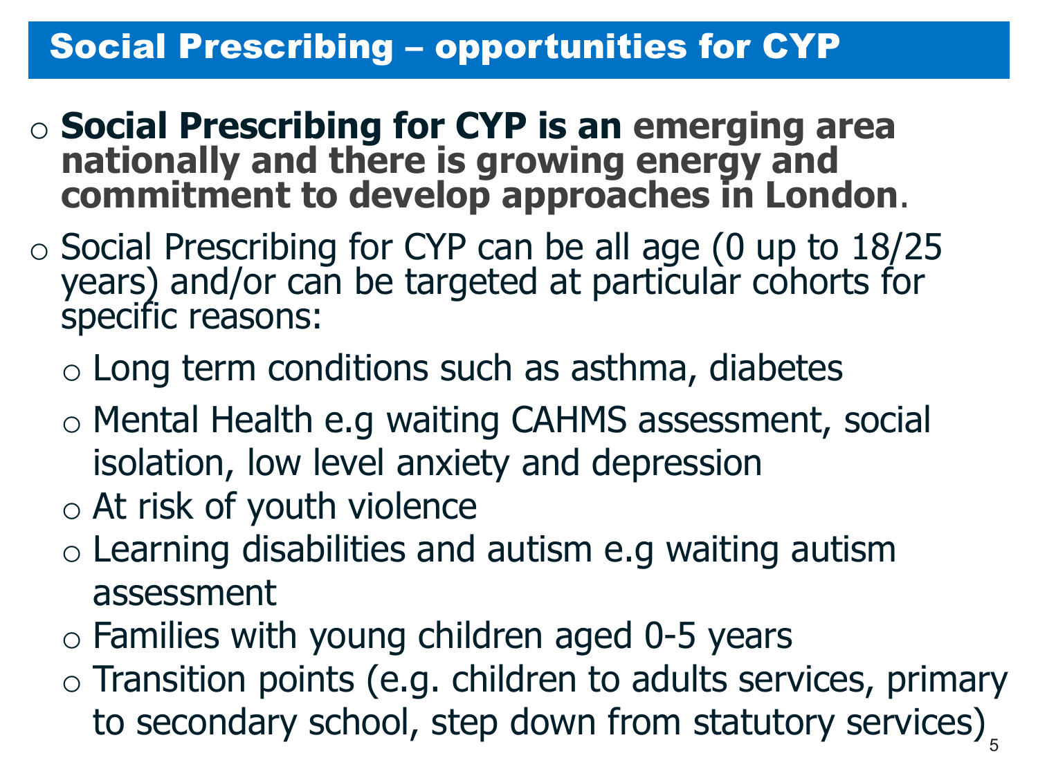# Social Prescribing – opportunities for CYP

- **Social Prescribing for CYP is an emerging area nationally and there is growing energy and commitment to develop approaches in London**.
- Social Prescribing for CYP can be all age (0 up to 18/25 years) and/or can be targeted at particular cohorts for specific reasons:
  - Long term conditions such as asthma, diabetes
  - Mental Health e.g waiting CAHMS assessment, social isolation, low level anxiety and depression
  - At risk of youth violence
  - Learning disabilities and autism e.g waiting autism assessment
  - Families with young children aged 0-5 years
  - Transition points (e.g. children to adults services, primary to secondary school, step down from statutory services)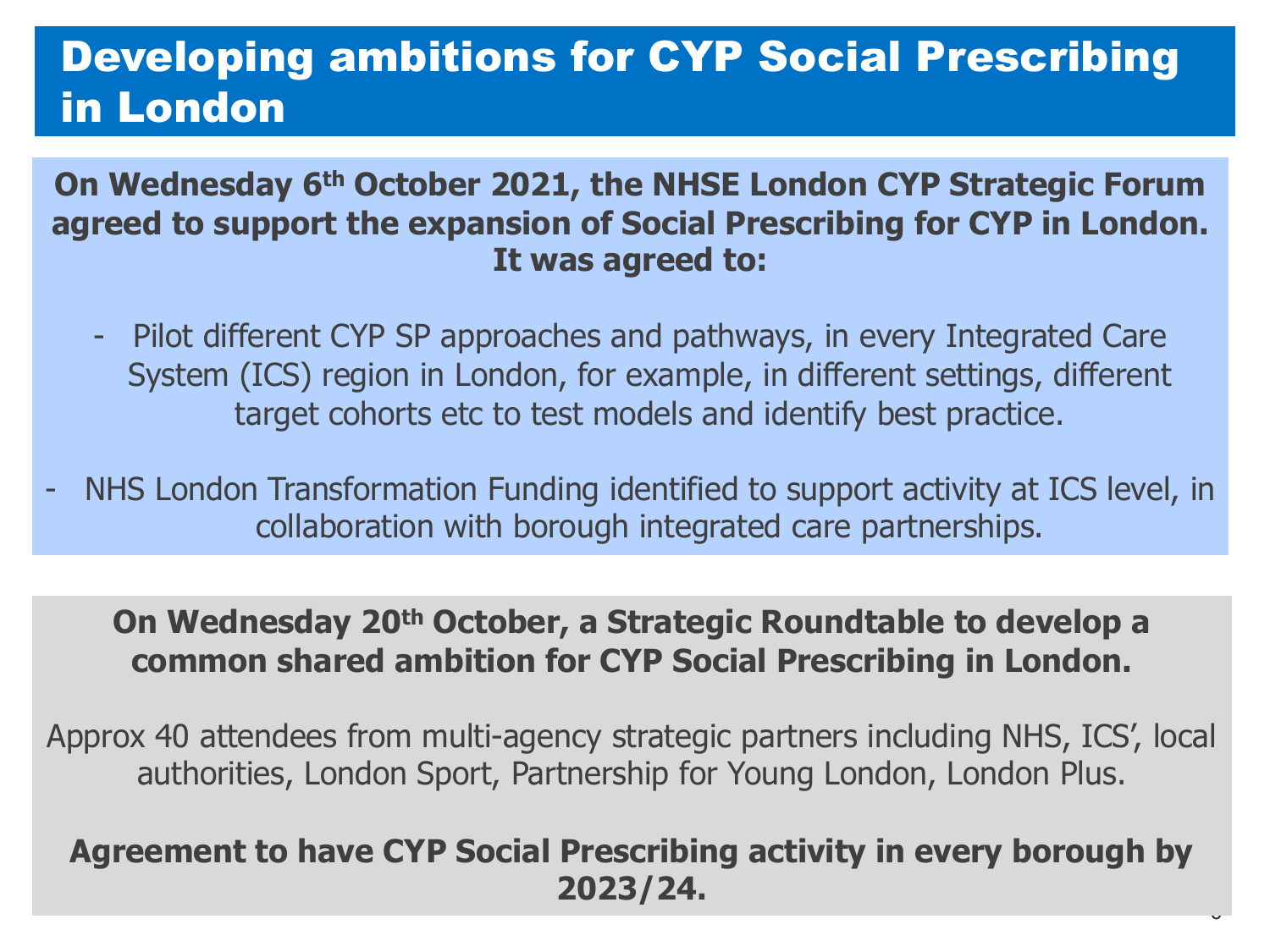# Developing ambitions for CYP Social Prescribing in London

**On Wednesday 6th October 2021, the NHSE London CYP Strategic Forum agreed to support the expansion of Social Prescribing for CYP in London. It was agreed to:**

- Pilot different CYP SP approaches and pathways, in every Integrated Care System (ICS) region in London, for example, in different settings, different target cohorts etc to test models and identify best practice.
- NHS London Transformation Funding identified to support activity at ICS level, in collaboration with borough integrated care partnerships.

**On Wednesday 20th October, a Strategic Roundtable to develop a common shared ambition for CYP Social Prescribing in London.**

Approx 40 attendees from multi-agency strategic partners including NHS, ICS', local authorities, London Sport, Partnership for Young London, London Plus.

**Agreement to have CYP Social Prescribing activity in every borough by 2023/24.**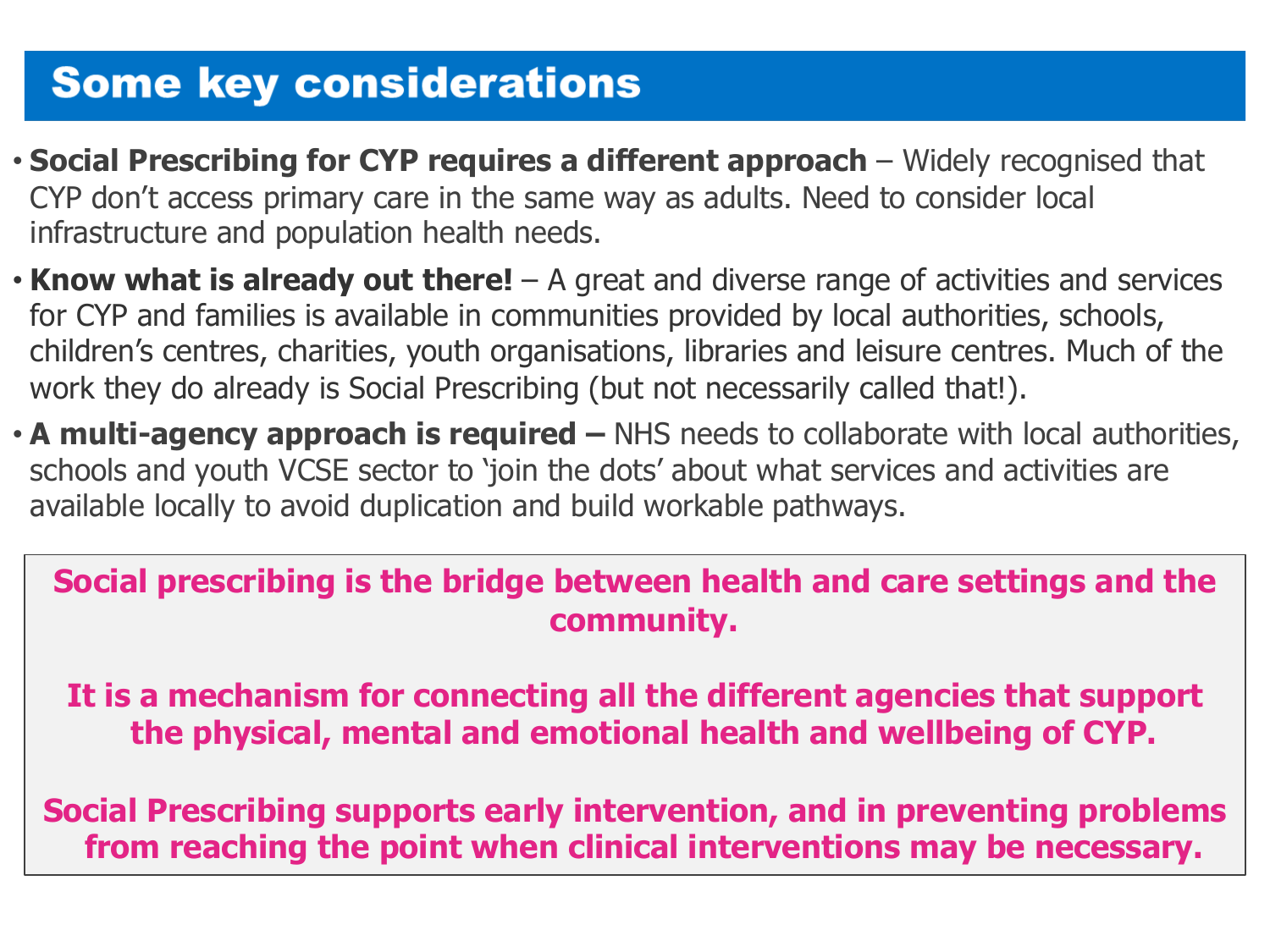# Some key considerations

- **Social Prescribing for CYP requires a different approach** – Widely recognised that CYP don't access primary care in the same way as adults. Need to consider local infrastructure and population health needs.
- **Know what is already out there!** – A great and diverse range of activities and services for CYP and families is available in communities provided by local authorities, schools, children's centres, charities, youth organisations, libraries and leisure centres. Much of the work they do already is Social Prescribing (but not necessarily called that!).
- **A multi-agency approach is required –** NHS needs to collaborate with local authorities, schools and youth VCSE sector to 'join the dots' about what services and activities are available locally to avoid duplication and build workable pathways.

**Social prescribing is the bridge between health and care settings and the community.**

**It is a mechanism for connecting all the different agencies that support the physical, mental and emotional health and wellbeing of CYP.**

**Social Prescribing supports early intervention, and in preventing problems from reaching the point when clinical interventions may be necessary.**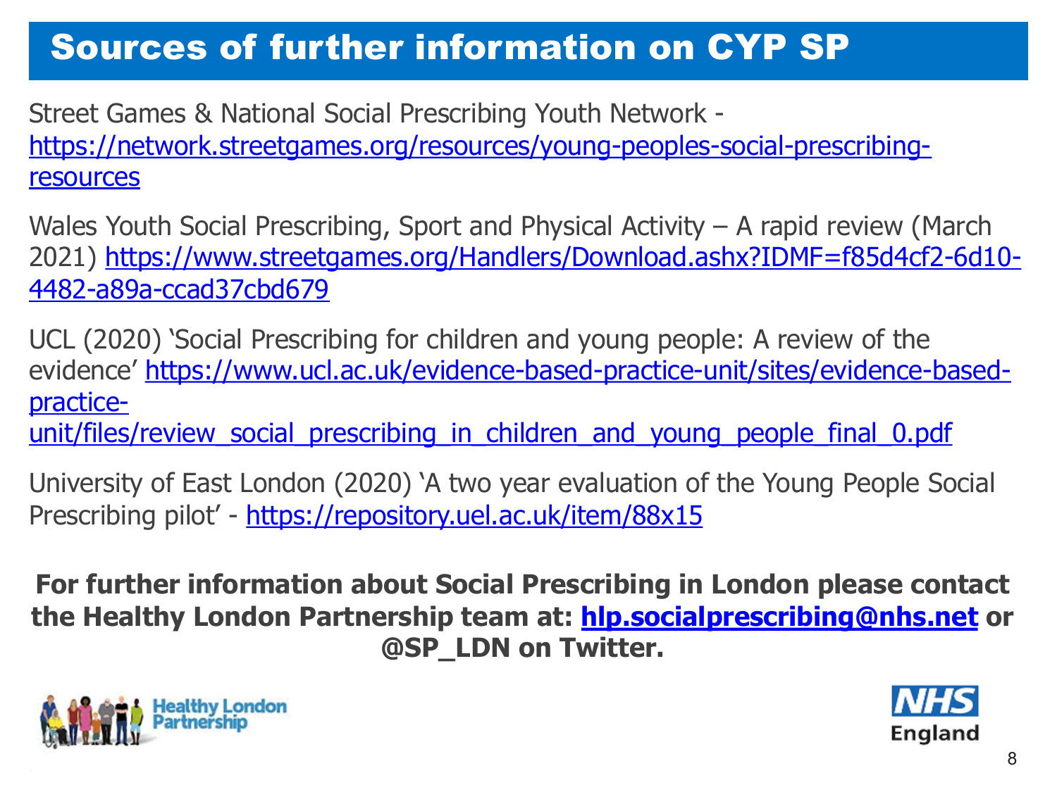# Sources of further information on CYP SP

Street Games & National Social Prescribing Youth Network - https://network.streetgames.org/resources/young-peoples-social-prescribing-resources

Wales Youth Social Prescribing, Sport and Physical Activity – A rapid review (March 2021) https://www.streetgames.org/Handlers/Download.ashx?IDMF=f85d4cf2-6d10-4482-a89a-ccad37cbd679

UCL (2020) 'Social Prescribing for children and young people: A review of the evidence' https://www.ucl.ac.uk/evidence-based-practice-unit/sites/evidence-based-practice-unit/files/review_social_prescribing_in_children_and_young_people_final_0.pdf

University of East London (2020) 'A two year evaluation of the Young People Social Prescribing pilot' - https://repository.uel.ac.uk/item/88x15

**For further information about Social Prescribing in London please contact the Healthy London Partnership team at: hlp.socialprescribing@nhs.net or @SP_LDN on Twitter.**